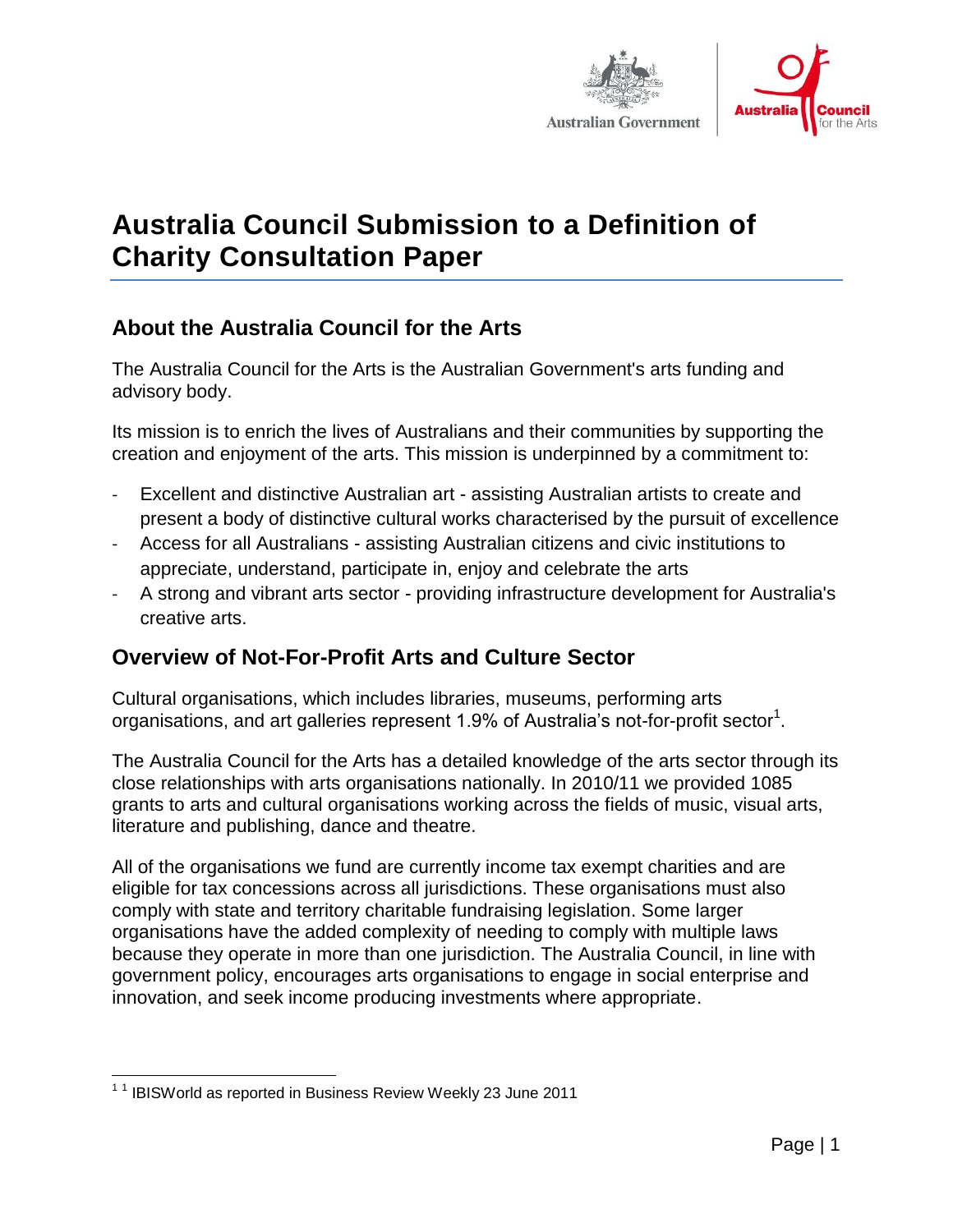# Australia Council Submission to a Definition of Charity Consultation Paper

## About the Australia Council for the Arts

The Australia Council for the Arts is the Australian Government's arts funding and advisory body.

Its mission is to enrich the lives of Australians and their communities by supporting the creation and enjoyment of the arts. This mission is underpinned by a commitment to:

- Excellent and distinctive Australian art - assisting Australian artists to create and present a body of distinctive cultural works characterised by the pursuit of excellence
- Access for all Australians - assisting Australian citizens and civic institutions to appreciate, understand, participate in, enjoy and celebrate the arts
- A strong and vibrant arts sector - providing infrastructure development for Australia's creative arts.

## Overview of Not-For-Profit Arts and Culture Sector

Cultural organisations, which includes libraries, museums, performing arts organisations, and art galleries represent 1.9% of Australia's not-for-profit sector[1].

The Australia Council for the Arts has a detailed knowledge of the arts sector through its close relationships with arts organisations nationally. In 2010/11 we provided 1085 grants to arts and cultural organisations working across the fields of music, visual arts, literature and publishing, dance and theatre.

All of the organisations we fund are currently income tax exempt charities and are eligible for tax concessions across all jurisdictions. These organisations must also comply with state and territory charitable fundraising legislation. Some larger organisations have the added complexity of needing to comply with multiple laws because they operate in more than one jurisdiction. The Australia Council, in line with government policy, encourages arts organisations to engage in social enterprise and innovation, and seek income producing investments where appropriate.

---

[1] [1] IBISWorld as reported in Business Review Weekly 23 June 2011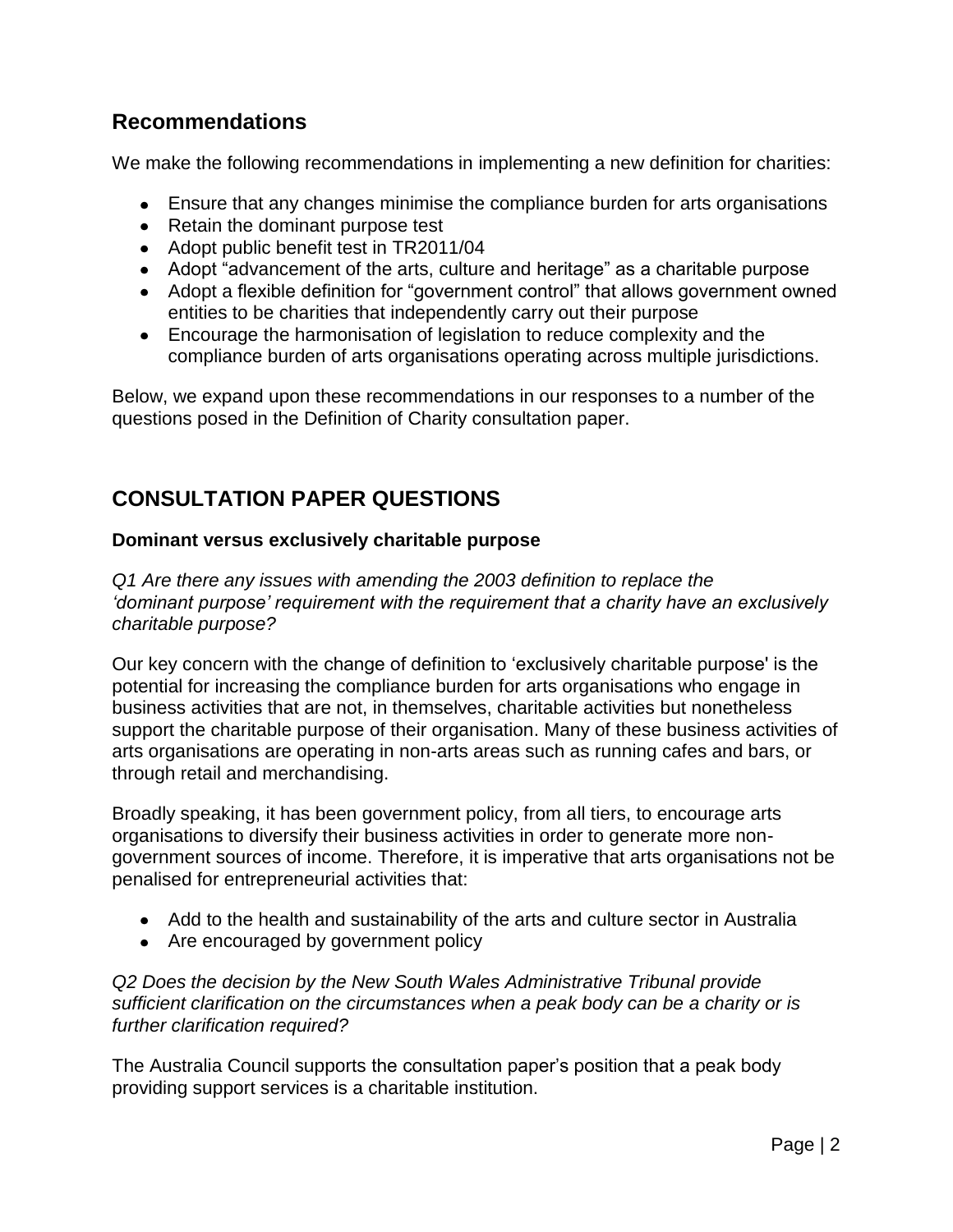## Recommendations

We make the following recommendations in implementing a new definition for charities:

- Ensure that any changes minimise the compliance burden for arts organisations
- Retain the dominant purpose test
- Adopt public benefit test in TR2011/04
- Adopt “advancement of the arts, culture and heritage” as a charitable purpose
- Adopt a flexible definition for “government control” that allows government owned entities to be charities that independently carry out their purpose
- Encourage the harmonisation of legislation to reduce complexity and the compliance burden of arts organisations operating across multiple jurisdictions.

Below, we expand upon these recommendations in our responses to a number of the questions posed in the Definition of Charity consultation paper.

## CONSULTATION PAPER QUESTIONS

### Dominant versus exclusively charitable purpose

*Q1 Are there any issues with amending the 2003 definition to replace the ‘dominant purpose’ requirement with the requirement that a charity have an exclusively charitable purpose?*

Our key concern with the change of definition to ‘exclusively charitable purpose' is the potential for increasing the compliance burden for arts organisations who engage in business activities that are not, in themselves, charitable activities but nonetheless support the charitable purpose of their organisation. Many of these business activities of arts organisations are operating in non-arts areas such as running cafes and bars, or through retail and merchandising.

Broadly speaking, it has been government policy, from all tiers, to encourage arts organisations to diversify their business activities in order to generate more non-government sources of income. Therefore, it is imperative that arts organisations not be penalised for entrepreneurial activities that:

- Add to the health and sustainability of the arts and culture sector in Australia
- Are encouraged by government policy

*Q2 Does the decision by the New South Wales Administrative Tribunal provide sufficient clarification on the circumstances when a peak body can be a charity or is further clarification required?*

The Australia Council supports the consultation paper’s position that a peak body providing support services is a charitable institution.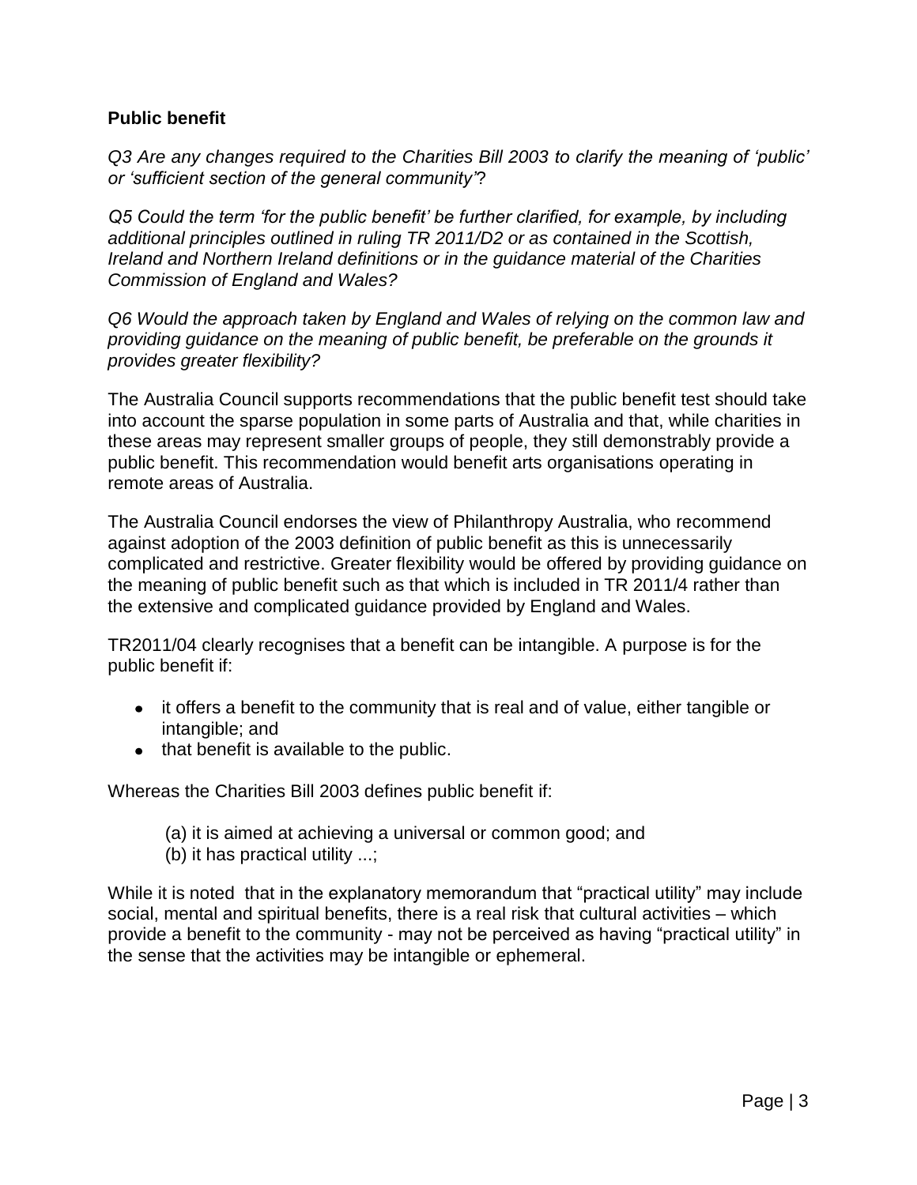**Public benefit**

*Q3 Are any changes required to the Charities Bill 2003 to clarify the meaning of 'public' or 'sufficient section of the general community'?*

*Q5 Could the term 'for the public benefit' be further clarified, for example, by including additional principles outlined in ruling TR 2011/D2 or as contained in the Scottish, Ireland and Northern Ireland definitions or in the guidance material of the Charities Commission of England and Wales?*

*Q6 Would the approach taken by England and Wales of relying on the common law and providing guidance on the meaning of public benefit, be preferable on the grounds it provides greater flexibility?*

The Australia Council supports recommendations that the public benefit test should take into account the sparse population in some parts of Australia and that, while charities in these areas may represent smaller groups of people, they still demonstrably provide a public benefit. This recommendation would benefit arts organisations operating in remote areas of Australia.

The Australia Council endorses the view of Philanthropy Australia, who recommend against adoption of the 2003 definition of public benefit as this is unnecessarily complicated and restrictive. Greater flexibility would be offered by providing guidance on the meaning of public benefit such as that which is included in TR 2011/4 rather than the extensive and complicated guidance provided by England and Wales.

TR2011/04 clearly recognises that a benefit can be intangible. A purpose is for the public benefit if:

- it offers a benefit to the community that is real and of value, either tangible or intangible; and
- that benefit is available to the public.

Whereas the Charities Bill 2003 defines public benefit if:

(a) it is aimed at achieving a universal or common good; and
(b) it has practical utility ...;

While it is noted that in the explanatory memorandum that "practical utility" may include social, mental and spiritual benefits, there is a real risk that cultural activities – which provide a benefit to the community - may not be perceived as having "practical utility" in the sense that the activities may be intangible or ephemeral.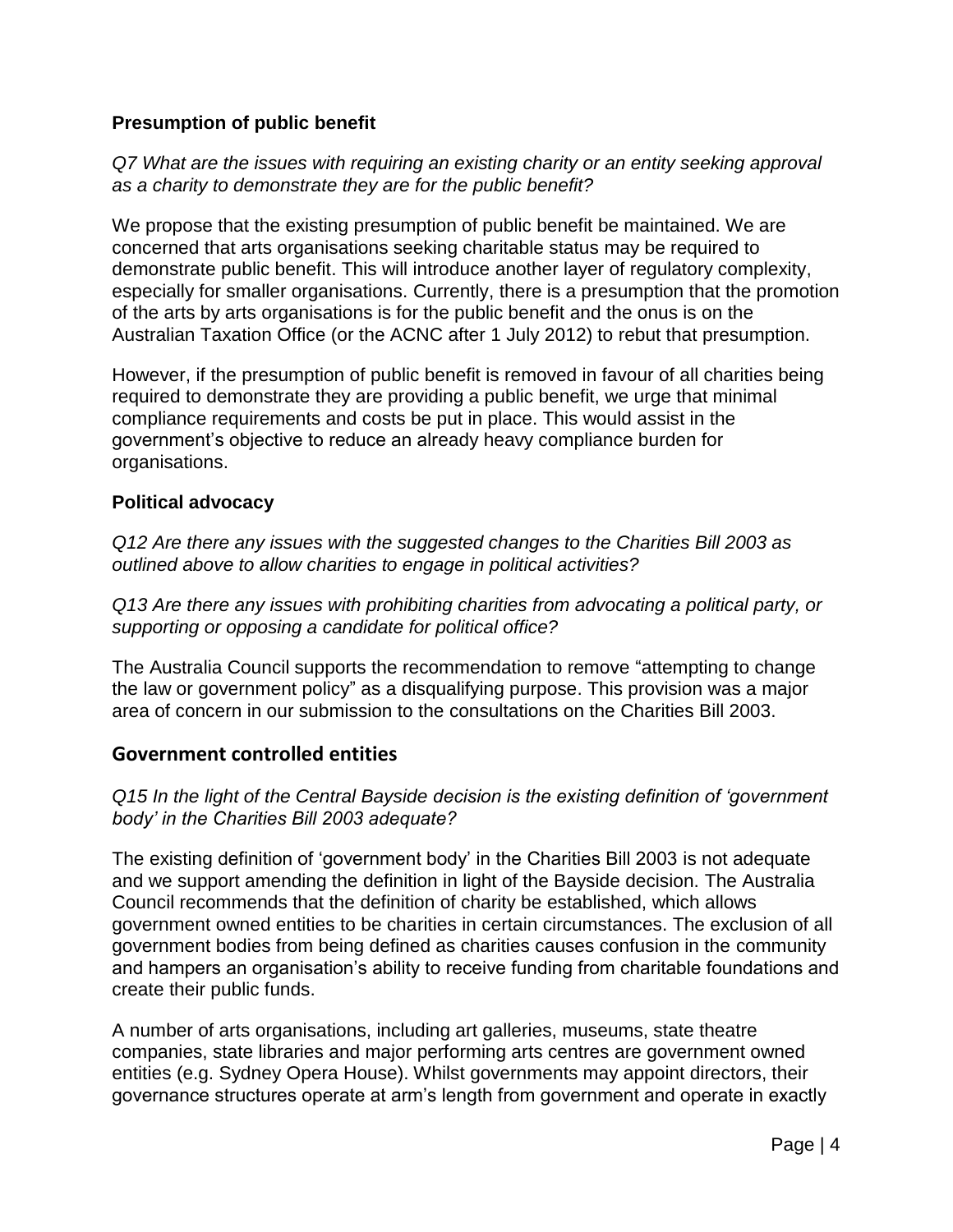**Presumption of public benefit**

*Q7 What are the issues with requiring an existing charity or an entity seeking approval as a charity to demonstrate they are for the public benefit?*

We propose that the existing presumption of public benefit be maintained. We are concerned that arts organisations seeking charitable status may be required to demonstrate public benefit. This will introduce another layer of regulatory complexity, especially for smaller organisations. Currently, there is a presumption that the promotion of the arts by arts organisations is for the public benefit and the onus is on the Australian Taxation Office (or the ACNC after 1 July 2012) to rebut that presumption.

However, if the presumption of public benefit is removed in favour of all charities being required to demonstrate they are providing a public benefit, we urge that minimal compliance requirements and costs be put in place. This would assist in the government's objective to reduce an already heavy compliance burden for organisations.

**Political advocacy**

*Q12 Are there any issues with the suggested changes to the Charities Bill 2003 as outlined above to allow charities to engage in political activities?*

*Q13 Are there any issues with prohibiting charities from advocating a political party, or supporting or opposing a candidate for political office?*

The Australia Council supports the recommendation to remove "attempting to change the law or government policy" as a disqualifying purpose. This provision was a major area of concern in our submission to the consultations on the Charities Bill 2003.

## Government controlled entities

*Q15 In the light of the Central Bayside decision is the existing definition of 'government body' in the Charities Bill 2003 adequate?*

The existing definition of 'government body' in the Charities Bill 2003 is not adequate and we support amending the definition in light of the Bayside decision. The Australia Council recommends that the definition of charity be established, which allows government owned entities to be charities in certain circumstances. The exclusion of all government bodies from being defined as charities causes confusion in the community and hampers an organisation's ability to receive funding from charitable foundations and create their public funds.

A number of arts organisations, including art galleries, museums, state theatre companies, state libraries and major performing arts centres are government owned entities (e.g. Sydney Opera House). Whilst governments may appoint directors, their governance structures operate at arm's length from government and operate in exactly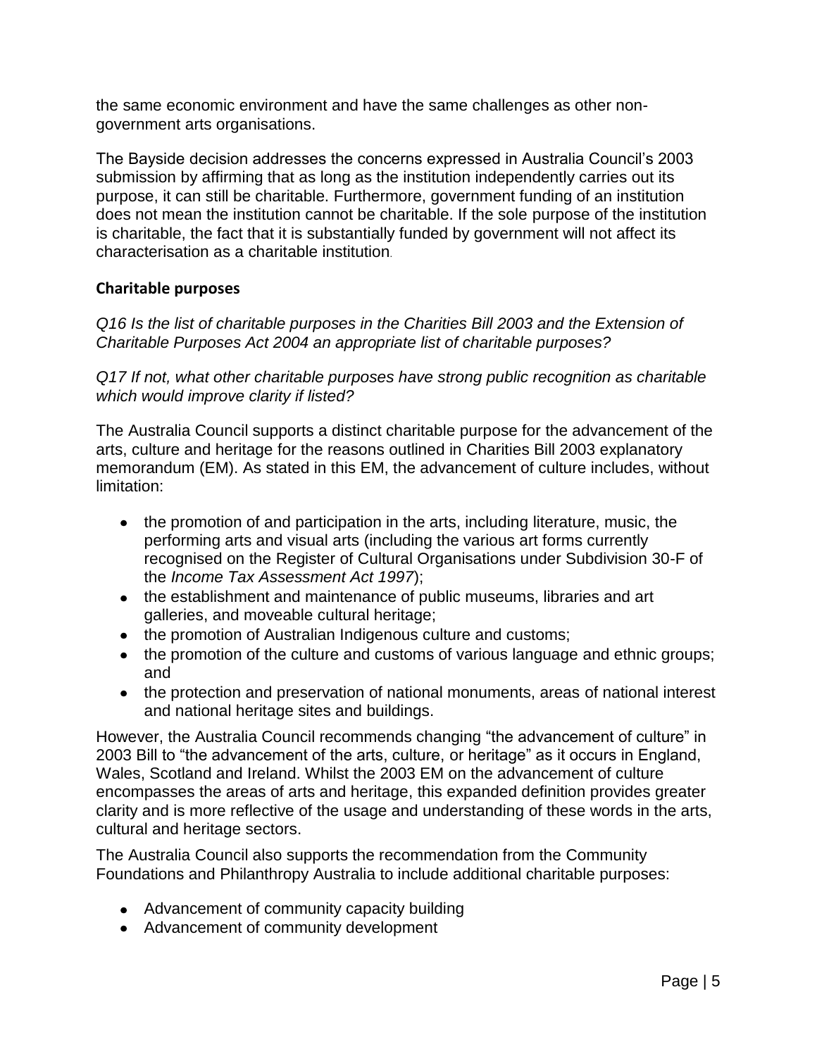the same economic environment and have the same challenges as other non-government arts organisations.

The Bayside decision addresses the concerns expressed in Australia Council's 2003 submission by affirming that as long as the institution independently carries out its purpose, it can still be charitable. Furthermore, government funding of an institution does not mean the institution cannot be charitable. If the sole purpose of the institution is charitable, the fact that it is substantially funded by government will not affect its characterisation as a charitable institution.

### Charitable purposes

*Q16 Is the list of charitable purposes in the Charities Bill 2003 and the Extension of Charitable Purposes Act 2004 an appropriate list of charitable purposes?*

*Q17 If not, what other charitable purposes have strong public recognition as charitable which would improve clarity if listed?*

The Australia Council supports a distinct charitable purpose for the advancement of the arts, culture and heritage for the reasons outlined in Charities Bill 2003 explanatory memorandum (EM). As stated in this EM, the advancement of culture includes, without limitation:

- the promotion of and participation in the arts, including literature, music, the performing arts and visual arts (including the various art forms currently recognised on the Register of Cultural Organisations under Subdivision 30-F of the *Income Tax Assessment Act 1997*);
- the establishment and maintenance of public museums, libraries and art galleries, and moveable cultural heritage;
- the promotion of Australian Indigenous culture and customs;
- the promotion of the culture and customs of various language and ethnic groups; and
- the protection and preservation of national monuments, areas of national interest and national heritage sites and buildings.

However, the Australia Council recommends changing "the advancement of culture" in 2003 Bill to "the advancement of the arts, culture, or heritage" as it occurs in England, Wales, Scotland and Ireland. Whilst the 2003 EM on the advancement of culture encompasses the areas of arts and heritage, this expanded definition provides greater clarity and is more reflective of the usage and understanding of these words in the arts, cultural and heritage sectors.

The Australia Council also supports the recommendation from the Community Foundations and Philanthropy Australia to include additional charitable purposes:

- Advancement of community capacity building
- Advancement of community development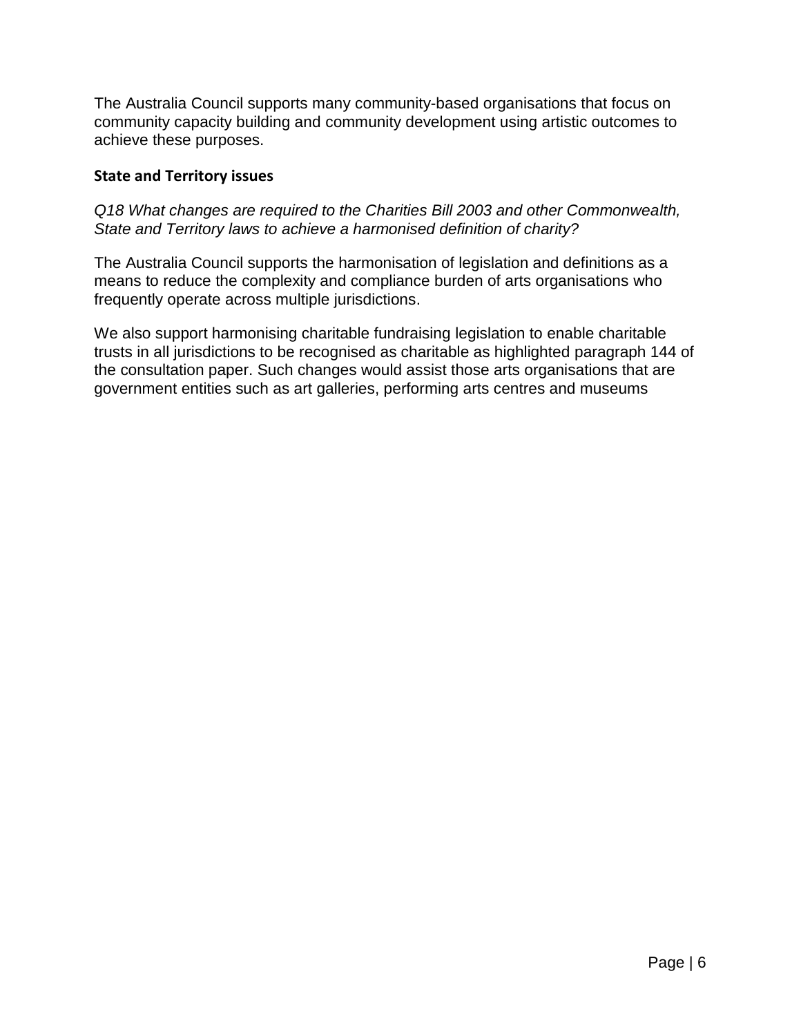The Australia Council supports many community-based organisations that focus on community capacity building and community development using artistic outcomes to achieve these purposes.

### State and Territory issues

*Q18 What changes are required to the Charities Bill 2003 and other Commonwealth, State and Territory laws to achieve a harmonised definition of charity?*

The Australia Council supports the harmonisation of legislation and definitions as a means to reduce the complexity and compliance burden of arts organisations who frequently operate across multiple jurisdictions.

We also support harmonising charitable fundraising legislation to enable charitable trusts in all jurisdictions to be recognised as charitable as highlighted paragraph 144 of the consultation paper. Such changes would assist those arts organisations that are government entities such as art galleries, performing arts centres and museums